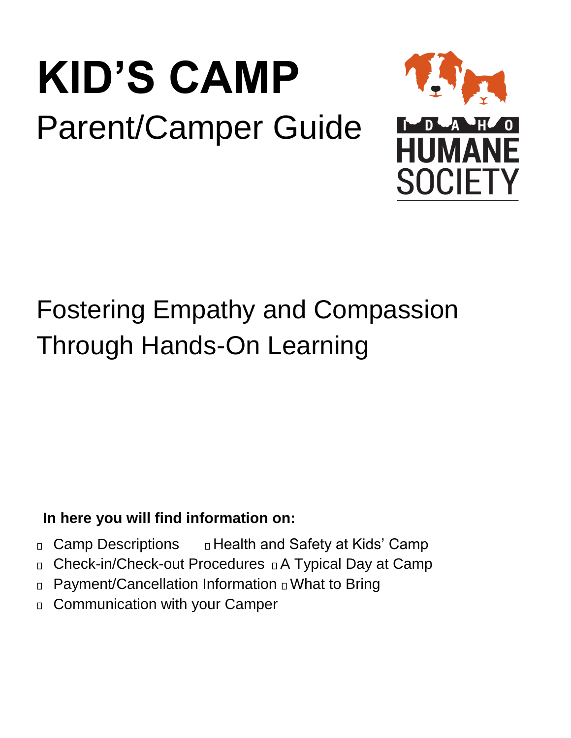# KID'S CAMP

## Parent/Camper Guide

IDAHO HUMANE SOCIETY

## Fostering Empathy and Compassion Through Hands-On Learning

**In here you will find information on:**

- Camp Descriptions
- Health and Safety at Kids' Camp
- Check-in/Check-out Procedures
- A Typical Day at Camp
- Payment/Cancellation Information
- What to Bring
- Communication with your Camper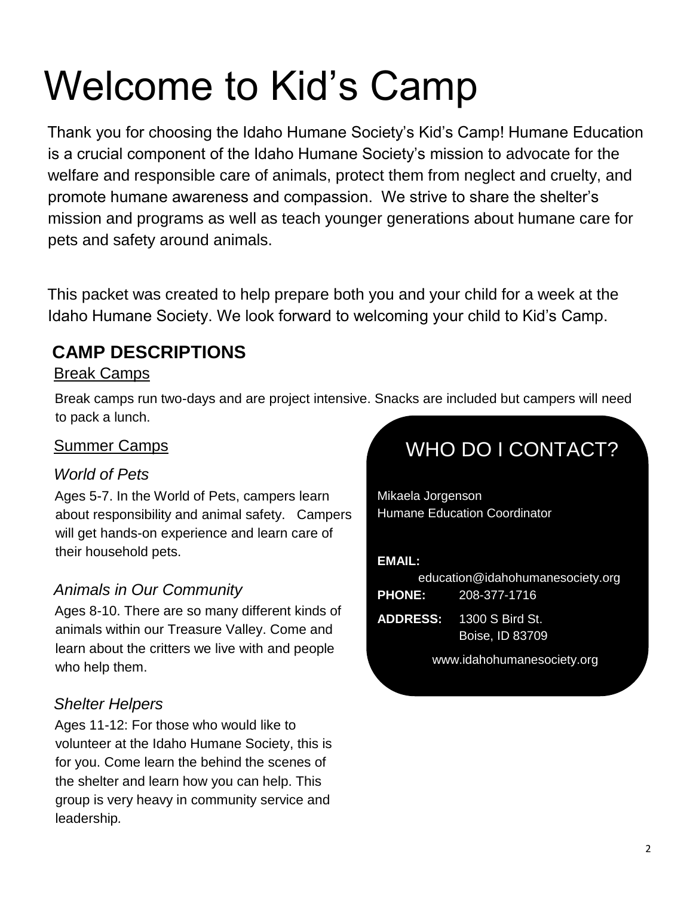# Welcome to Kid’s Camp

Thank you for choosing the Idaho Humane Society’s Kid’s Camp! Humane Education is a crucial component of the Idaho Humane Society’s mission to advocate for the welfare and responsible care of animals, protect them from neglect and cruelty, and promote humane awareness and compassion. We strive to share the shelter’s mission and programs as well as teach younger generations about humane care for pets and safety around animals.

This packet was created to help prepare both you and your child for a week at the Idaho Humane Society. We look forward to welcoming your child to Kid’s Camp.

## CAMP DESCRIPTIONS

### Break Camps

Break camps run two-days and are project intensive. Snacks are included but campers will need to pack a lunch.

### Summer Camps

*World of Pets*

Ages 5-7. In the World of Pets, campers learn about responsibility and animal safety. Campers will get hands-on experience and learn care of their household pets.

*Animals in Our Community*

Ages 8-10. There are so many different kinds of animals within our Treasure Valley. Come and learn about the critters we live with and people who help them.

*Shelter Helpers*

Ages 11-12: For those who would like to volunteer at the Idaho Humane Society, this is for you. Come learn the behind the scenes of the shelter and learn how you can help. This group is very heavy in community service and leadership.

## WHO DO I CONTACT?

Mikaela Jorgenson
Humane Education Coordinator

**EMAIL:** education@idahohumanesociety.org

**PHONE:** 208-377-1716

**ADDRESS:** 1300 S Bird St.
Boise, ID 83709

www.idahohumanesociety.org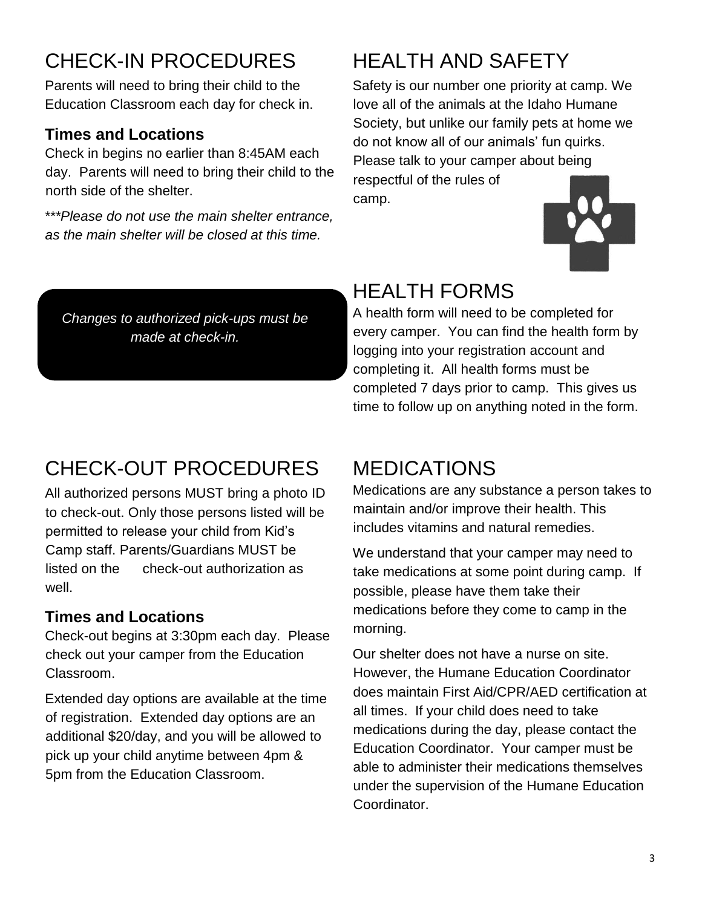# CHECK-IN PROCEDURES

Parents will need to bring their child to the Education Classroom each day for check in.

### Times and Locations

Check in begins no earlier than 8:45AM each day. Parents will need to bring their child to the north side of the shelter.

****Please do not use the main shelter entrance, as the main shelter will be closed at this time.*

*Changes to authorized pick-ups must be made at check-in.*

# CHECK-OUT PROCEDURES

All authorized persons MUST bring a photo ID to check-out. Only those persons listed will be permitted to release your child from Kid's Camp staff. Parents/Guardians MUST be listed on the check-out authorization as well.

### Times and Locations

Check-out begins at 3:30pm each day. Please check out your camper from the Education Classroom.

Extended day options are available at the time of registration. Extended day options are an additional $20/day, and you will be allowed to pick up your child anytime between 4pm & 5pm from the Education Classroom.

# HEALTH AND SAFETY

Safety is our number one priority at camp. We love all of the animals at the Idaho Humane Society, but unlike our family pets at home we do not know all of our animals' fun quirks. Please talk to your camper about being respectful of the rules of camp.

# HEALTH FORMS

A health form will need to be completed for every camper. You can find the health form by logging into your registration account and completing it. All health forms must be completed 7 days prior to camp. This gives us time to follow up on anything noted in the form.

# MEDICATIONS

Medications are any substance a person takes to maintain and/or improve their health. This includes vitamins and natural remedies.

We understand that your camper may need to take medications at some point during camp. If possible, please have them take their medications before they come to camp in the morning.

Our shelter does not have a nurse on site. However, the Humane Education Coordinator does maintain First Aid/CPR/AED certification at all times. If your child does need to take medications during the day, please contact the Education Coordinator. Your camper must be able to administer their medications themselves under the supervision of the Humane Education Coordinator.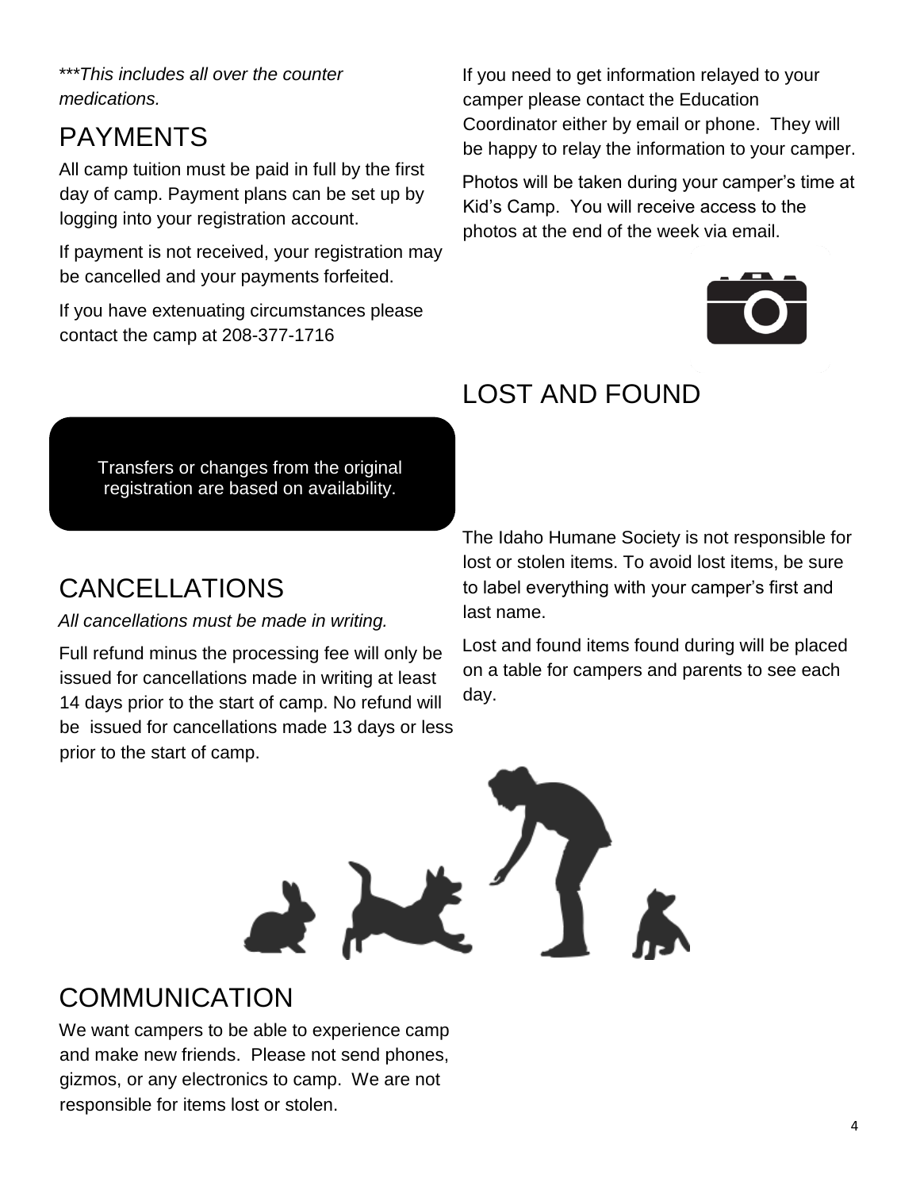****This includes all over the counter medications.*

## PAYMENTS

All camp tuition must be paid in full by the first day of camp. Payment plans can be set up by logging into your registration account.

If payment is not received, your registration may be cancelled and your payments forfeited.

If you have extenuating circumstances please contact the camp at 208-377-1716

Transfers or changes from the original registration are based on availability.

## CANCELLATIONS

*All cancellations must be made in writing.*

Full refund minus the processing fee will only be issued for cancellations made in writing at least 14 days prior to the start of camp. No refund will be issued for cancellations made 13 days or less prior to the start of camp.

## COMMUNICATION

We want campers to be able to experience camp and make new friends. Please not send phones, gizmos, or any electronics to camp. We are not responsible for items lost or stolen.

If you need to get information relayed to your camper please contact the Education Coordinator either by email or phone. They will be happy to relay the information to your camper.

Photos will be taken during your camper's time at Kid's Camp. You will receive access to the photos at the end of the week via email.

## LOST AND FOUND

The Idaho Humane Society is not responsible for lost or stolen items. To avoid lost items, be sure to label everything with your camper's first and last name.

Lost and found items found during will be placed on a table for campers and parents to see each day.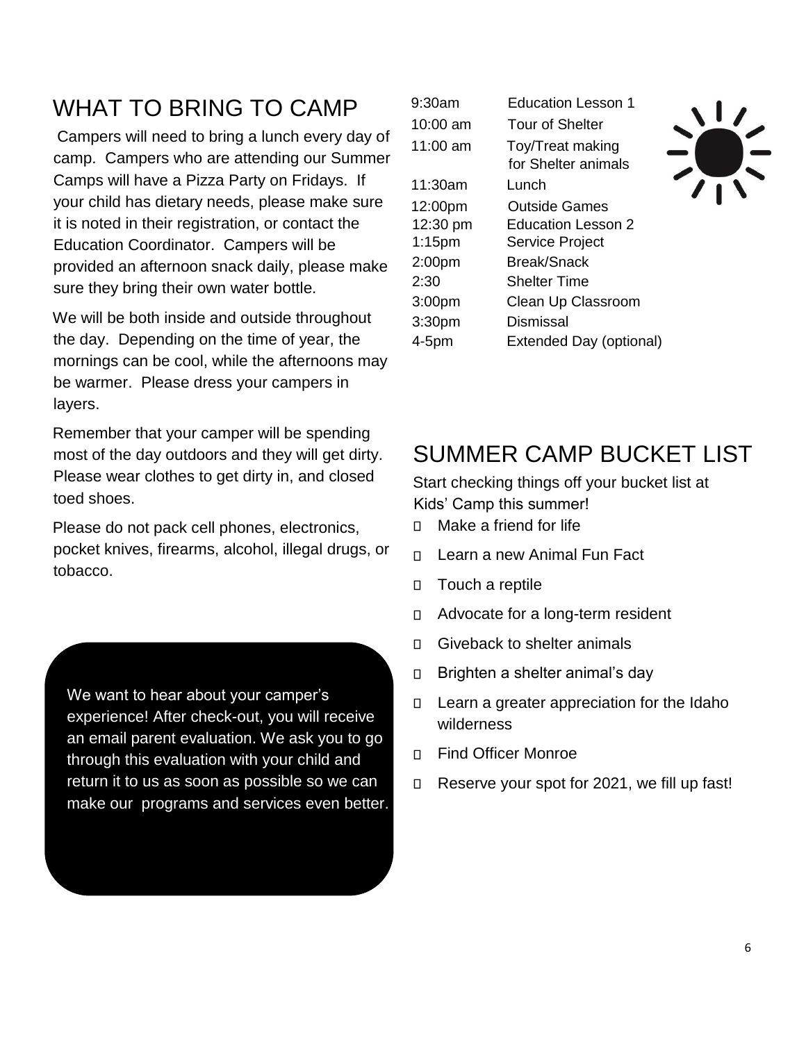## WHAT TO BRING TO CAMP

Campers will need to bring a lunch every day of camp. Campers who are attending our Summer Camps will have a Pizza Party on Fridays. If your child has dietary needs, please make sure it is noted in their registration, or contact the Education Coordinator. Campers will be provided an afternoon snack daily, please make sure they bring their own water bottle.

We will be both inside and outside throughout the day. Depending on the time of year, the mornings can be cool, while the afternoons may be warmer. Please dress your campers in layers.

Remember that your camper will be spending most of the day outdoors and they will get dirty. Please wear clothes to get dirty in, and closed toed shoes.

Please do not pack cell phones, electronics, pocket knives, firearms, alcohol, illegal drugs, or tobacco.

We want to hear about your camper's experience! After check-out, you will receive an email parent evaluation. We ask you to go through this evaluation with your child and return it to us as soon as possible so we can make our programs and services even better.

| | |
|---|---|
| 9:30am | Education Lesson 1 |
| 10:00 am | Tour of Shelter |
| 11:00 am | Toy/Treat making for Shelter animals |
| 11:30am | Lunch |
| 12:00pm | Outside Games |
| 12:30 pm | Education Lesson 2 |
| 1:15pm | Service Project |
| 2:00pm | Break/Snack |
| 2:30 | Shelter Time |
| 3:00pm | Clean Up Classroom |
| 3:30pm | Dismissal |
| 4-5pm | Extended Day (optional) |

## SUMMER CAMP BUCKET LIST

Start checking things off your bucket list at Kids' Camp this summer!

- Make a friend for life
- Learn a new Animal Fun Fact
- Touch a reptile
- Advocate for a long-term resident
- Giveback to shelter animals
- Brighten a shelter animal's day
- Learn a greater appreciation for the Idaho wilderness
- Find Officer Monroe
- Reserve your spot for 2021, we fill up fast!